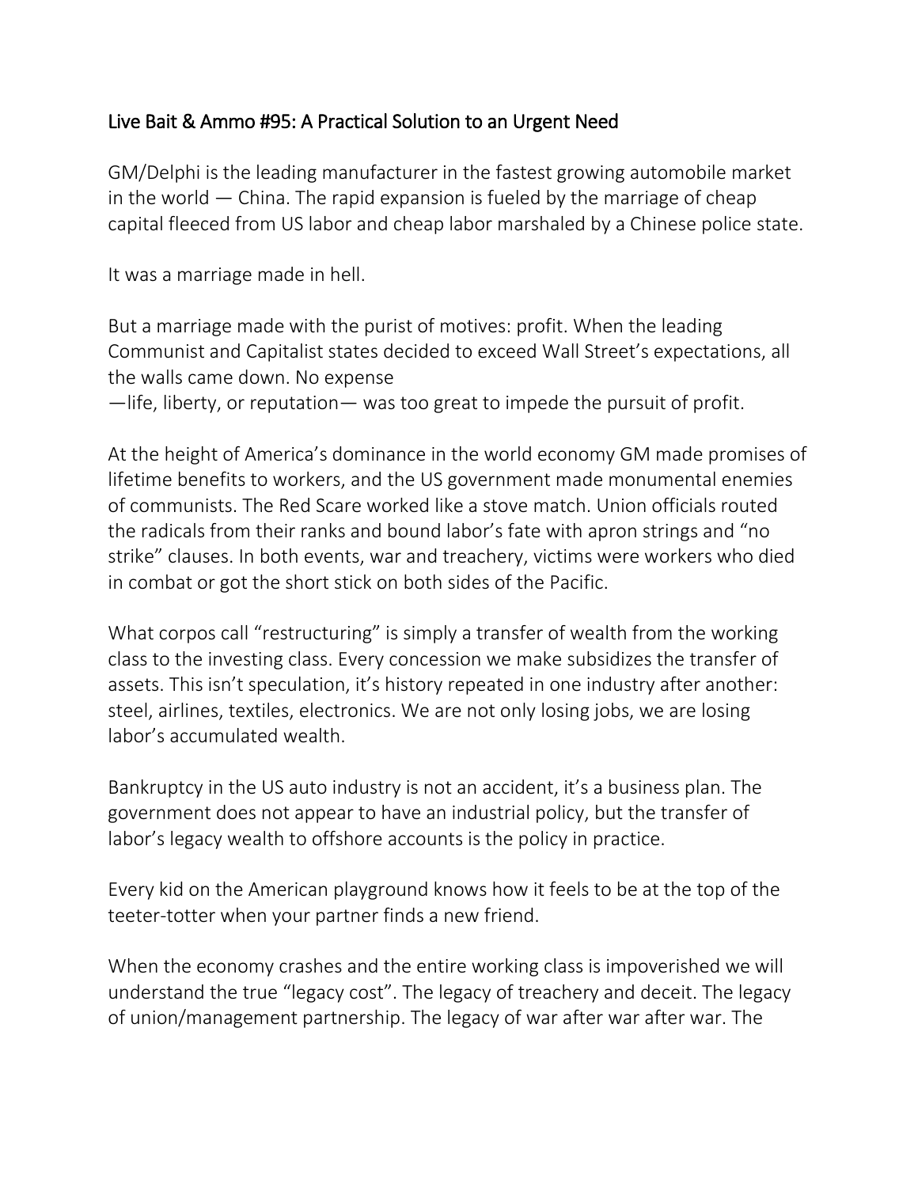# Live Bait & Ammo #95: A Practical Solution to an Urgent Need

GM/Delphi is the leading manufacturer in the fastest growing automobile market in the world — China. The rapid expansion is fueled by the marriage of cheap capital fleeced from US labor and cheap labor marshaled by a Chinese police state.

It was a marriage made in hell.

But a marriage made with the purist of motives: profit. When the leading Communist and Capitalist states decided to exceed Wall Street's expectations, all the walls came down. No expense —life, liberty, or reputation— was too great to impede the pursuit of profit.

At the height of America's dominance in the world economy GM made promises of lifetime benefits to workers, and the US government made monumental enemies of communists. The Red Scare worked like a stove match. Union officials routed the radicals from their ranks and bound labor's fate with apron strings and "no strike" clauses. In both events, war and treachery, victims were workers who died in combat or got the short stick on both sides of the Pacific.

What corpos call "restructuring" is simply a transfer of wealth from the working class to the investing class. Every concession we make subsidizes the transfer of assets. This isn't speculation, it's history repeated in one industry after another: steel, airlines, textiles, electronics. We are not only losing jobs, we are losing labor's accumulated wealth.

Bankruptcy in the US auto industry is not an accident, it's a business plan. The government does not appear to have an industrial policy, but the transfer of labor's legacy wealth to offshore accounts is the policy in practice.

Every kid on the American playground knows how it feels to be at the top of the teeter-totter when your partner finds a new friend.

When the economy crashes and the entire working class is impoverished we will understand the true "legacy cost". The legacy of treachery and deceit. The legacy of union/management partnership. The legacy of war after war after war. The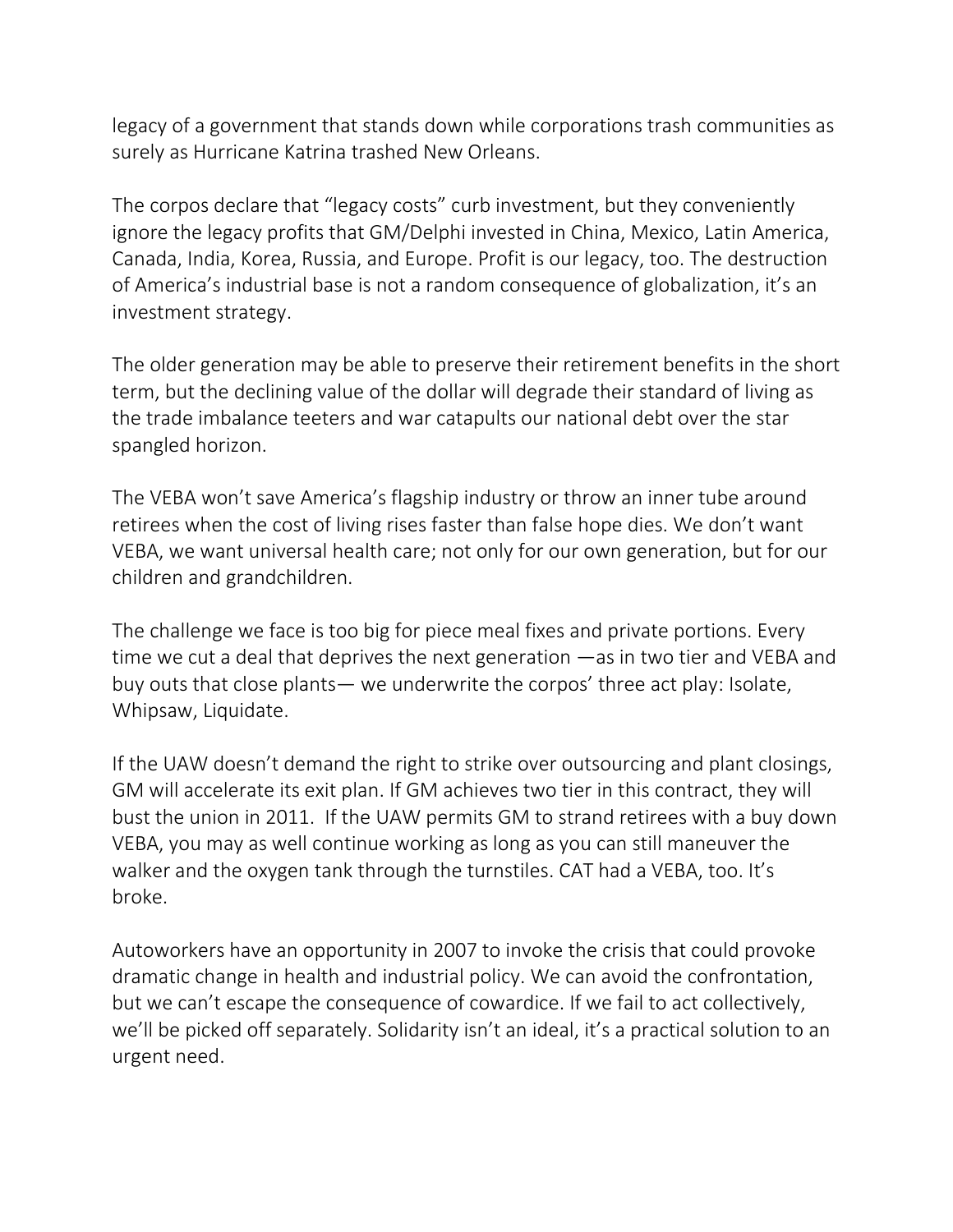legacy of a government that stands down while corporations trash communities as surely as Hurricane Katrina trashed New Orleans.

The corpos declare that "legacy costs" curb investment, but they conveniently ignore the legacy profits that GM/Delphi invested in China, Mexico, Latin America, Canada, India, Korea, Russia, and Europe. Profit is our legacy, too. The destruction of America's industrial base is not a random consequence of globalization, it's an investment strategy.

The older generation may be able to preserve their retirement benefits in the short term, but the declining value of the dollar will degrade their standard of living as the trade imbalance teeters and war catapults our national debt over the star spangled horizon.

The VEBA won't save America's flagship industry or throw an inner tube around retirees when the cost of living rises faster than false hope dies. We don't want VEBA, we want universal health care; not only for our own generation, but for our children and grandchildren.

The challenge we face is too big for piece meal fixes and private portions. Every time we cut a deal that deprives the next generation —as in two tier and VEBA and buy outs that close plants— we underwrite the corpos' three act play: Isolate, Whipsaw, Liquidate.

If the UAW doesn't demand the right to strike over outsourcing and plant closings, GM will accelerate its exit plan. If GM achieves two tier in this contract, they will bust the union in 2011. If the UAW permits GM to strand retirees with a buy down VEBA, you may as well continue working as long as you can still maneuver the walker and the oxygen tank through the turnstiles. CAT had a VEBA, too. It's broke.

Autoworkers have an opportunity in 2007 to invoke the crisis that could provoke dramatic change in health and industrial policy. We can avoid the confrontation, but we can't escape the consequence of cowardice. If we fail to act collectively, we'll be picked off separately. Solidarity isn't an ideal, it's a practical solution to an urgent need.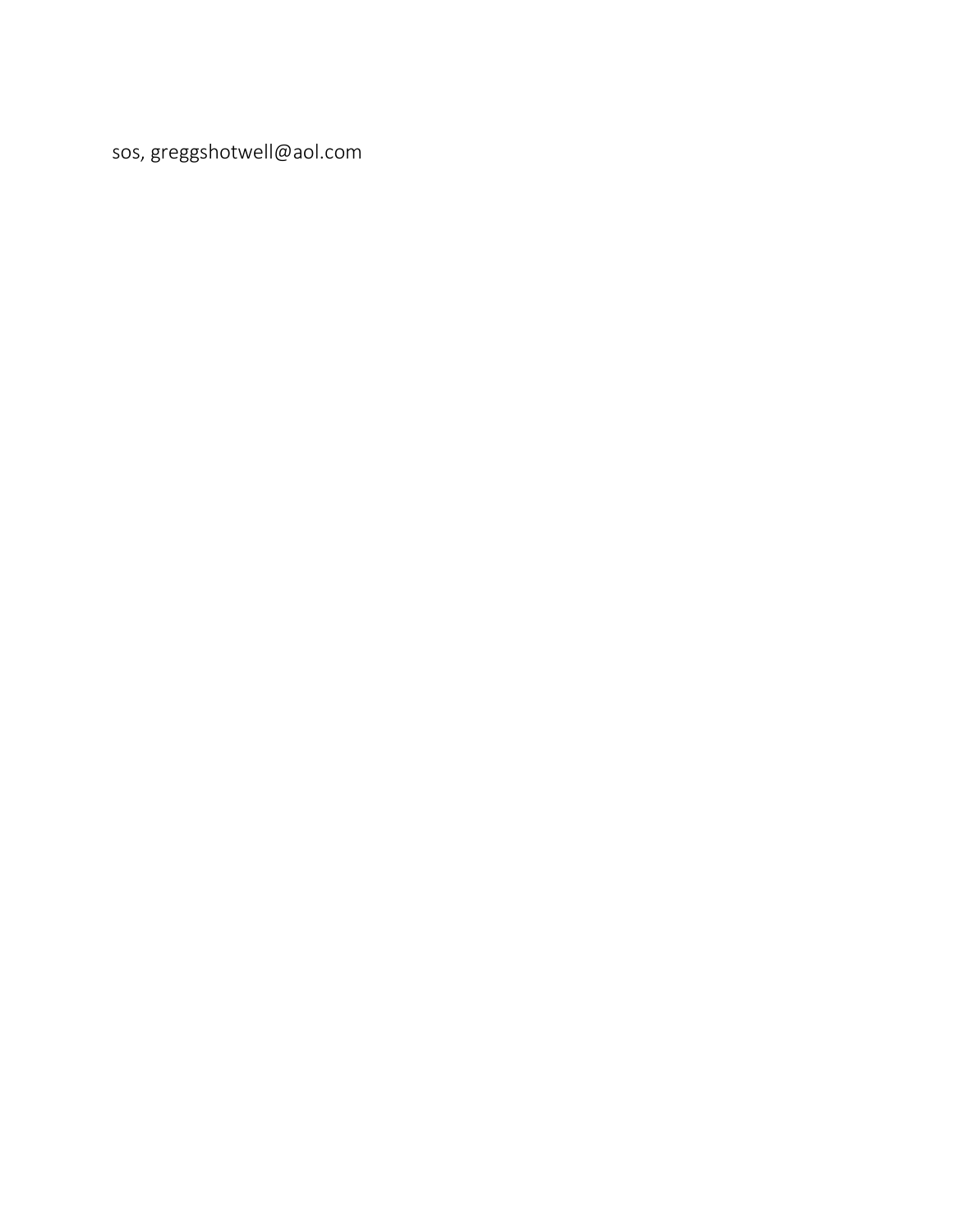sos, greggshotwell@aol.com